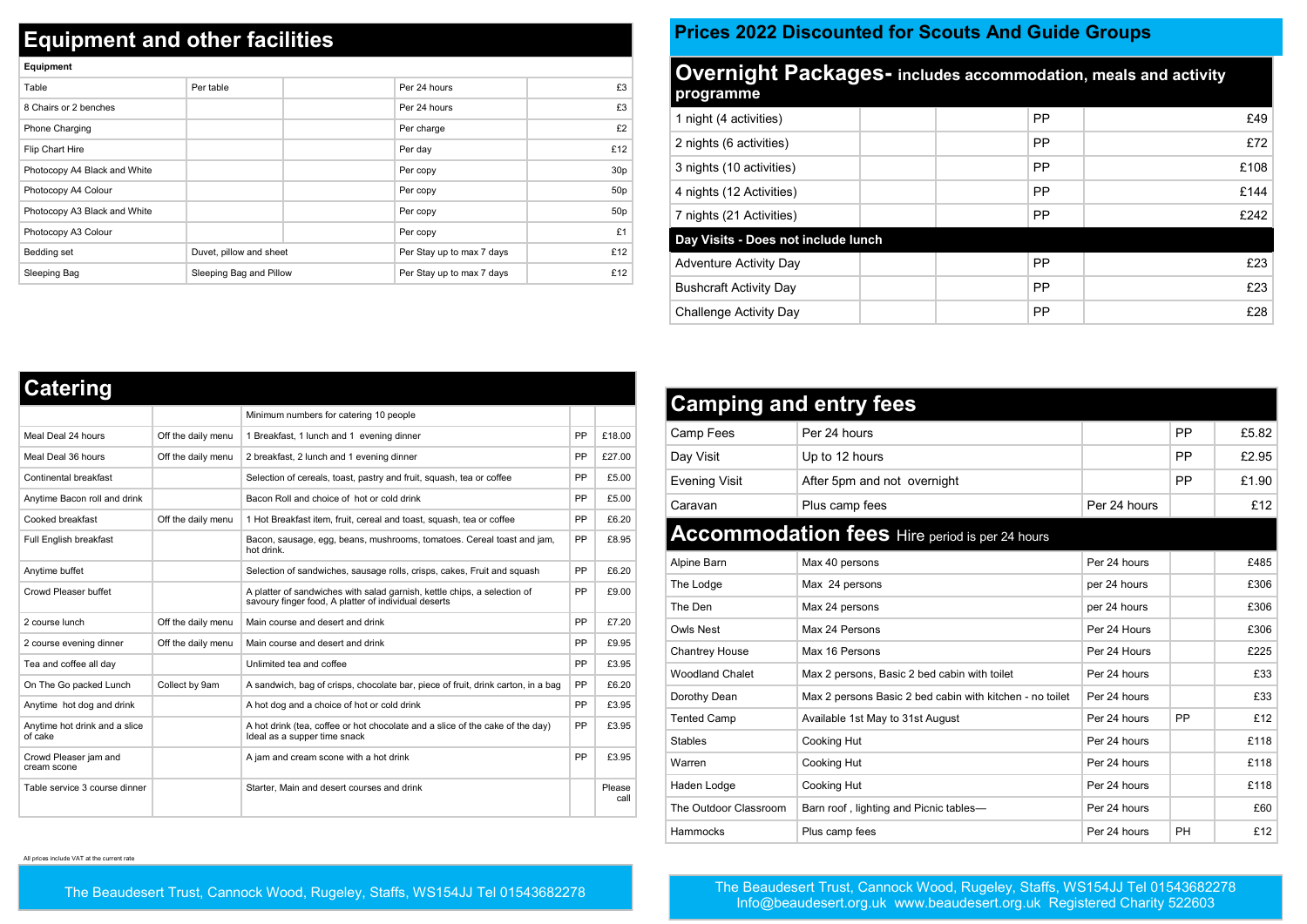# Equipment and other facilities

| Equipment | | | | |
|---|---|---|---|---|
| Table | Per table | | Per 24 hours | £3 |
| 8 Chairs or 2 benches | | | Per 24 hours | £3 |
| Phone Charging | | | Per charge | £2 |
| Flip Chart Hire | | | Per day | £12 |
| Photocopy A4 Black and White | | | Per copy | 30p |
| Photocopy A4 Colour | | | Per copy | 50p |
| Photocopy A3 Black and White | | | Per copy | 50p |
| Photocopy A3 Colour | | | Per copy | £1 |
| Bedding set | Duvet, pillow and sheet | | Per Stay up to max 7 days | £12 |
| Sleeping Bag | Sleeping Bag and Pillow | | Per Stay up to max 7 days | £12 |

# Catering

| | | Minimum numbers for catering 10 people | | |
|---|---|---|---|---|
| Meal Deal 24 hours | Off the daily menu | 1 Breakfast, 1 lunch and 1 evening dinner | PP | £18.00 |
| Meal Deal 36 hours | Off the daily menu | 2 breakfast, 2 lunch and 1 evening dinner | PP | £27.00 |
| Continental breakfast | | Selection of cereals, toast, pastry and fruit, squash, tea or coffee | PP | £5.00 |
| Anytime Bacon roll and drink | | Bacon Roll and choice of hot or cold drink | PP | £5.00 |
| Cooked breakfast | Off the daily menu | 1 Hot Breakfast item, fruit, cereal and toast, squash, tea or coffee | PP | £6.20 |
| Full English breakfast | | Bacon, sausage, egg, beans, mushrooms, tomatoes. Cereal toast and jam, hot drink. | PP | £8.95 |
| Anytime buffet | | Selection of sandwiches, sausage rolls, crisps, cakes, Fruit and squash | PP | £6.20 |
| Crowd Pleaser buffet | | A platter of sandwiches with salad garnish, kettle chips, a selection of savoury finger food, A platter of individual deserts | PP | £9.00 |
| 2 course lunch | Off the daily menu | Main course and desert and drink | PP | £7.20 |
| 2 course evening dinner | Off the daily menu | Main course and desert and drink | PP | £9.95 |
| Tea and coffee all day | | Unlimited tea and coffee | PP | £3.95 |
| On The Go packed Lunch | Collect by 9am | A sandwich, bag of crisps, chocolate bar, piece of fruit, drink carton, in a bag | PP | £6.20 |
| Anytime hot dog and drink | | A hot dog and a choice of hot or cold drink | PP | £3.95 |
| Anytime hot drink and a slice of cake | | A hot drink (tea, coffee or hot chocolate and a slice of the cake of the day) Ideal as a supper time snack | PP | £3.95 |
| Crowd Pleaser jam and cream scone | | A jam and cream scone with a hot drink | PP | £3.95 |
| Table service 3 course dinner | | Starter, Main and desert courses and drink | | Please call |

All prices include VAT at the current rate

The Beaudesert Trust, Cannock Wood, Rugeley, Staffs, WS154JJ Tel 01543682278

# Prices 2022 Discounted for Scouts And Guide Groups

## Overnight Packages- includes accommodation, meals and activity programme

| | | | | |
|---|---|---|---|---|
| 1 night (4 activities) | | | PP | £49 |
| 2 nights (6 activities) | | | PP | £72 |
| 3 nights (10 activities) | | | PP | £108 |
| 4 nights (12 Activities) | | | PP | £144 |
| 7 nights (21 Activities) | | | PP | £242 |
| **Day Visits - Does not include lunch** | | | | |
| Adventure Activity Day | | | PP | £23 |
| Bushcraft Activity Day | | | PP | £23 |
| Challenge Activity Day | | | PP | £28 |

## Camping and entry fees

| | | | | |
|---|---|---|---|---|
| Camp Fees | Per 24 hours | | PP | £5.82 |
| Day Visit | Up to 12 hours | | PP | £2.95 |
| Evening Visit | After 5pm and not overnight | | PP | £1.90 |
| Caravan | Plus camp fees | Per 24 hours | | £12 |

## Accommodation fees Hire period is per 24 hours

| | | | | |
|---|---|---|---|---|
| Alpine Barn | Max 40 persons | Per 24 hours | | £485 |
| The Lodge | Max 24 persons | per 24 hours | | £306 |
| The Den | Max 24 persons | per 24 hours | | £306 |
| Owls Nest | Max 24 Persons | Per 24 Hours | | £306 |
| Chantrey House | Max 16 Persons | Per 24 Hours | | £225 |
| Woodland Chalet | Max 2 persons, Basic 2 bed cabin with toilet | Per 24 hours | | £33 |
| Dorothy Dean | Max 2 persons Basic 2 bed cabin with kitchen - no toilet | Per 24 hours | | £33 |
| Tented Camp | Available 1st May to 31st August | Per 24 hours | PP | £12 |
| Stables | Cooking Hut | Per 24 hours | | £118 |
| Warren | Cooking Hut | Per 24 hours | | £118 |
| Haden Lodge | Cooking Hut | Per 24 hours | | £118 |
| The Outdoor Classroom | Barn roof , lighting and Picnic tables— | Per 24 hours | | £60 |
| Hammocks | Plus camp fees | Per 24 hours | PH | £12 |

The Beaudesert Trust, Cannock Wood, Rugeley, Staffs, WS154JJ Tel 01543682278
Info@beaudesert.org.uk www.beaudesert.org.uk Registered Charity 522603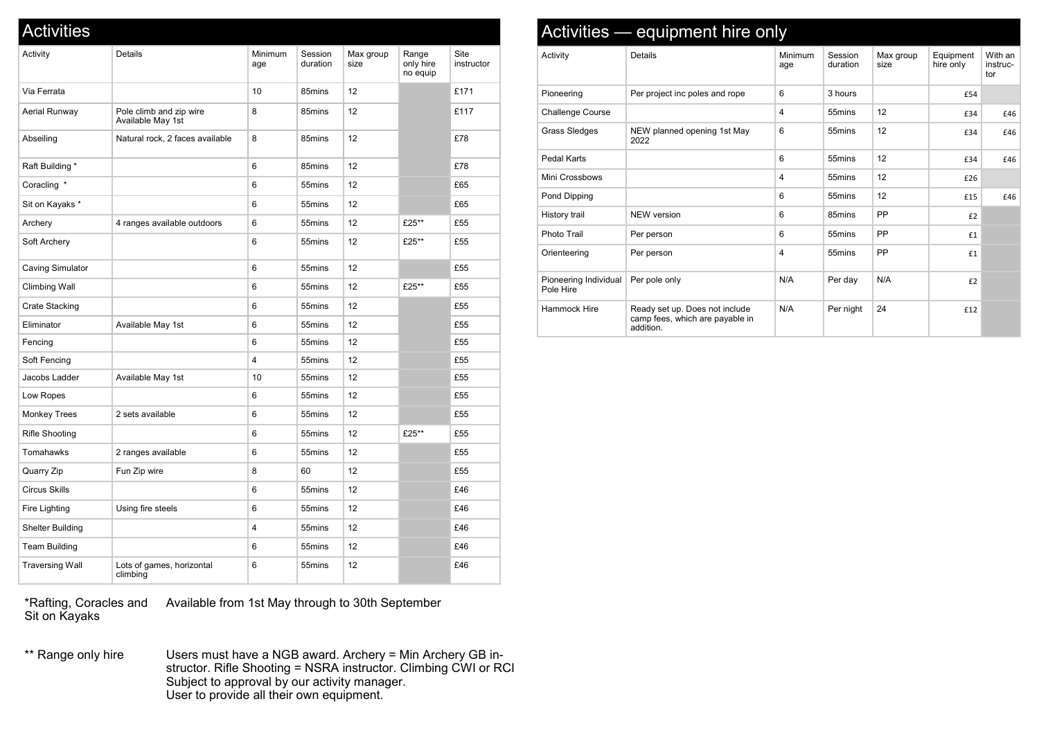## Activities

| Activity | Details | Minimum age | Session duration | Max group size | Range only hire no equip | Site instructor |
|---|---|---|---|---|---|---|
| Via Ferrata | | 10 | 85mins | 12 | | £171 |
| Aerial Runway | Pole climb and zip wire Available May 1st | 8 | 85mins | 12 | | £117 |
| Abseiling | Natural rock, 2 faces available | 8 | 85mins | 12 | | £78 |
| Raft Building * | | 6 | 85mins | 12 | | £78 |
| Coracling * | | 6 | 55mins | 12 | | £65 |
| Sit on Kayaks * | | 6 | 55mins | 12 | | £65 |
| Archery | 4 ranges available outdoors | 6 | 55mins | 12 | £25** | £55 |
| Soft Archery | | 6 | 55mins | 12 | £25** | £55 |
| Caving Simulator | | 6 | 55mins | 12 | | £55 |
| Climbing Wall | | 6 | 55mins | 12 | £25** | £55 |
| Crate Stacking | | 6 | 55mins | 12 | | £55 |
| Eliminator | Available May 1st | 6 | 55mins | 12 | | £55 |
| Fencing | | 6 | 55mins | 12 | | £55 |
| Soft Fencing | | 4 | 55mins | 12 | | £55 |
| Jacobs Ladder | Available May 1st | 10 | 55mins | 12 | | £55 |
| Low Ropes | | 6 | 55mins | 12 | | £55 |
| Monkey Trees | 2 sets available | 6 | 55mins | 12 | | £55 |
| Rifle Shooting | | 6 | 55mins | 12 | £25** | £55 |
| Tomahawks | 2 ranges available | 6 | 55mins | 12 | | £55 |
| Quarry Zip | Fun Zip wire | 8 | 60 | 12 | | £55 |
| Circus Skills | | 6 | 55mins | 12 | | £46 |
| Fire Lighting | Using fire steels | 6 | 55mins | 12 | | £46 |
| Shelter Building | | 4 | 55mins | 12 | | £46 |
| Team Building | | 6 | 55mins | 12 | | £46 |
| Traversing Wall | Lots of games, horizontal climbing | 6 | 55mins | 12 | | £46 |

*Rafting, Coracles and Sit on Kayaks — Available from 1st May through to 30th September

** Range only hire — Users must have a NGB award. Archery = Min Archery GB instructor. Rifle Shooting = NSRA instructor. Climbing CWI or RCI
Subject to approval by our activity manager.
User to provide all their own equipment.

## Activities — equipment hire only

| Activity | Details | Minimum age | Session duration | Max group size | Equipment hire only | With an instructor |
|---|---|---|---|---|---|---|
| Pioneering | Per project inc poles and rope | 6 | 3 hours | | £54 | |
| Challenge Course | | 4 | 55mins | 12 | £34 | £46 |
| Grass Sledges | NEW planned opening 1st May 2022 | 6 | 55mins | 12 | £34 | £46 |
| Pedal Karts | | 6 | 55mins | 12 | £34 | £46 |
| Mini Crossbows | | 4 | 55mins | 12 | £26 | |
| Pond Dipping | | 6 | 55mins | 12 | £15 | £46 |
| History trail | NEW version | 6 | 85mins | PP | £2 | |
| Photo Trail | Per person | 6 | 55mins | PP | £1 | |
| Orienteering | Per person | 4 | 55mins | PP | £1 | |
| Pioneering Individual Pole Hire | Per pole only | N/A | Per day | N/A | £2 | |
| Hammock Hire | Ready set up. Does not include camp fees, which are payable in addition. | N/A | Per night | 24 | £12 | |